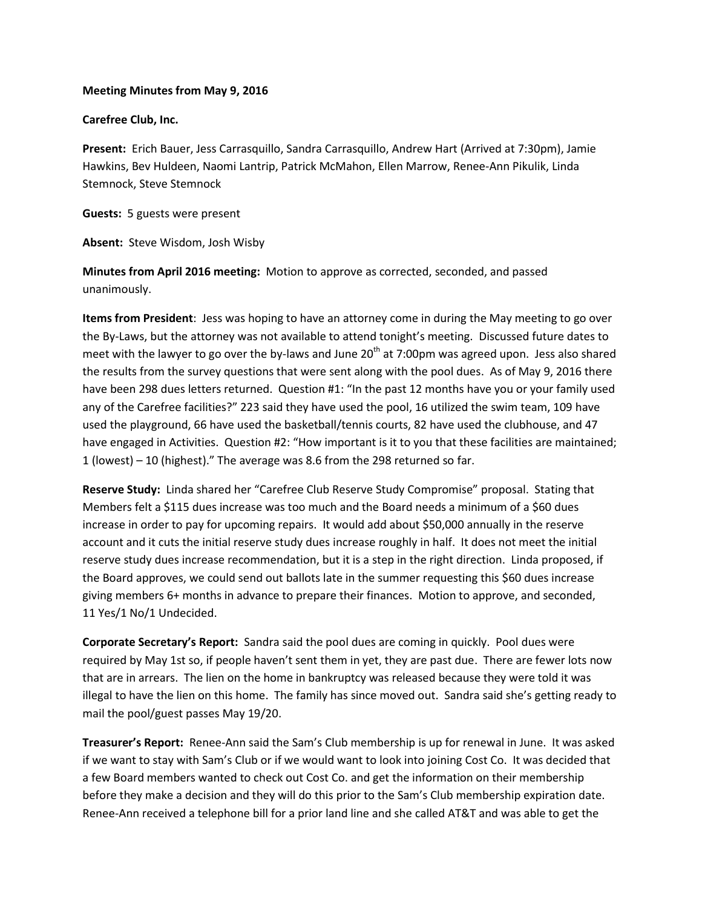**Meeting Minutes from May 9, 2016**

**Carefree Club, Inc.**

**Present:** Erich Bauer, Jess Carrasquillo, Sandra Carrasquillo, Andrew Hart (Arrived at 7:30pm), Jamie Hawkins, Bev Huldeen, Naomi Lantrip, Patrick McMahon, Ellen Marrow, Renee-Ann Pikulik, Linda Stemnock, Steve Stemnock

**Guests:** 5 guests were present

**Absent:** Steve Wisdom, Josh Wisby

**Minutes from April 2016 meeting:** Motion to approve as corrected, seconded, and passed unanimously.

**Items from President**: Jess was hoping to have an attorney come in during the May meeting to go over the By-Laws, but the attorney was not available to attend tonight's meeting. Discussed future dates to meet with the lawyer to go over the by-laws and June 20th at 7:00pm was agreed upon. Jess also shared the results from the survey questions that were sent along with the pool dues. As of May 9, 2016 there have been 298 dues letters returned. Question #1: "In the past 12 months have you or your family used any of the Carefree facilities?" 223 said they have used the pool, 16 utilized the swim team, 109 have used the playground, 66 have used the basketball/tennis courts, 82 have used the clubhouse, and 47 have engaged in Activities. Question #2: "How important is it to you that these facilities are maintained; 1 (lowest) – 10 (highest)." The average was 8.6 from the 298 returned so far.

**Reserve Study:** Linda shared her "Carefree Club Reserve Study Compromise" proposal. Stating that Members felt a $115 dues increase was too much and the Board needs a minimum of a $60 dues increase in order to pay for upcoming repairs. It would add about $50,000 annually in the reserve account and it cuts the initial reserve study dues increase roughly in half. It does not meet the initial reserve study dues increase recommendation, but it is a step in the right direction. Linda proposed, if the Board approves, we could send out ballots late in the summer requesting this $60 dues increase giving members 6+ months in advance to prepare their finances. Motion to approve, and seconded, 11 Yes/1 No/1 Undecided.

**Corporate Secretary's Report:** Sandra said the pool dues are coming in quickly. Pool dues were required by May 1st so, if people haven't sent them in yet, they are past due. There are fewer lots now that are in arrears. The lien on the home in bankruptcy was released because they were told it was illegal to have the lien on this home. The family has since moved out. Sandra said she's getting ready to mail the pool/guest passes May 19/20.

**Treasurer's Report:** Renee-Ann said the Sam's Club membership is up for renewal in June. It was asked if we want to stay with Sam's Club or if we would want to look into joining Cost Co. It was decided that a few Board members wanted to check out Cost Co. and get the information on their membership before they make a decision and they will do this prior to the Sam's Club membership expiration date. Renee-Ann received a telephone bill for a prior land line and she called AT&T and was able to get the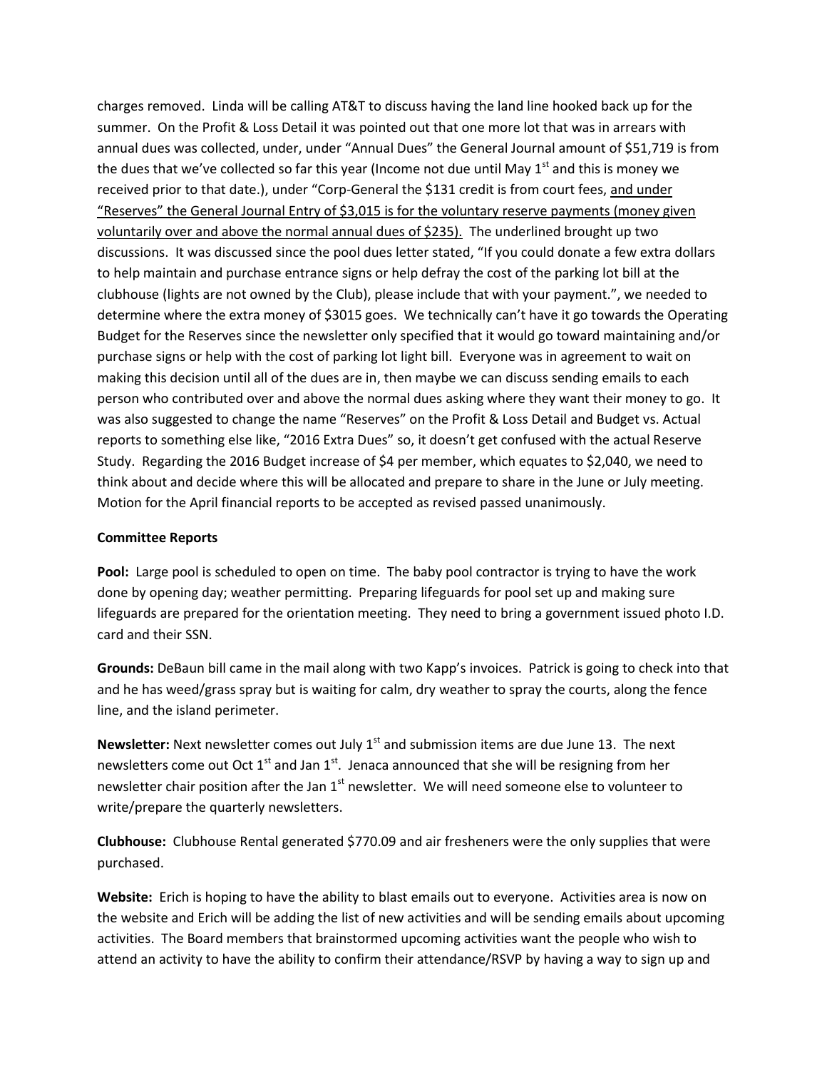charges removed. Linda will be calling AT&T to discuss having the land line hooked back up for the summer. On the Profit & Loss Detail it was pointed out that one more lot that was in arrears with annual dues was collected, under, under "Annual Dues" the General Journal amount of $51,719 is from the dues that we've collected so far this year (Income not due until May 1st and this is money we received prior to that date.), under "Corp-General the $131 credit is from court fees, <u>and under "Reserves" the General Journal Entry of $3,015 is for the voluntary reserve payments (money given voluntarily over and above the normal annual dues of $235).</u> The underlined brought up two discussions. It was discussed since the pool dues letter stated, "If you could donate a few extra dollars to help maintain and purchase entrance signs or help defray the cost of the parking lot bill at the clubhouse (lights are not owned by the Club), please include that with your payment.", we needed to determine where the extra money of $3015 goes. We technically can't have it go towards the Operating Budget for the Reserves since the newsletter only specified that it would go toward maintaining and/or purchase signs or help with the cost of parking lot light bill. Everyone was in agreement to wait on making this decision until all of the dues are in, then maybe we can discuss sending emails to each person who contributed over and above the normal dues asking where they want their money to go. It was also suggested to change the name "Reserves" on the Profit & Loss Detail and Budget vs. Actual reports to something else like, "2016 Extra Dues" so, it doesn't get confused with the actual Reserve Study. Regarding the 2016 Budget increase of $4 per member, which equates to $2,040, we need to think about and decide where this will be allocated and prepare to share in the June or July meeting. Motion for the April financial reports to be accepted as revised passed unanimously.

**Committee Reports**

**Pool:** Large pool is scheduled to open on time. The baby pool contractor is trying to have the work done by opening day; weather permitting. Preparing lifeguards for pool set up and making sure lifeguards are prepared for the orientation meeting. They need to bring a government issued photo I.D. card and their SSN.

**Grounds:** DeBaun bill came in the mail along with two Kapp's invoices. Patrick is going to check into that and he has weed/grass spray but is waiting for calm, dry weather to spray the courts, along the fence line, and the island perimeter.

**Newsletter:** Next newsletter comes out July 1st and submission items are due June 13. The next newsletters come out Oct 1st and Jan 1st. Jenaca announced that she will be resigning from her newsletter chair position after the Jan 1st newsletter. We will need someone else to volunteer to write/prepare the quarterly newsletters.

**Clubhouse:** Clubhouse Rental generated $770.09 and air fresheners were the only supplies that were purchased.

**Website:** Erich is hoping to have the ability to blast emails out to everyone. Activities area is now on the website and Erich will be adding the list of new activities and will be sending emails about upcoming activities. The Board members that brainstormed upcoming activities want the people who wish to attend an activity to have the ability to confirm their attendance/RSVP by having a way to sign up and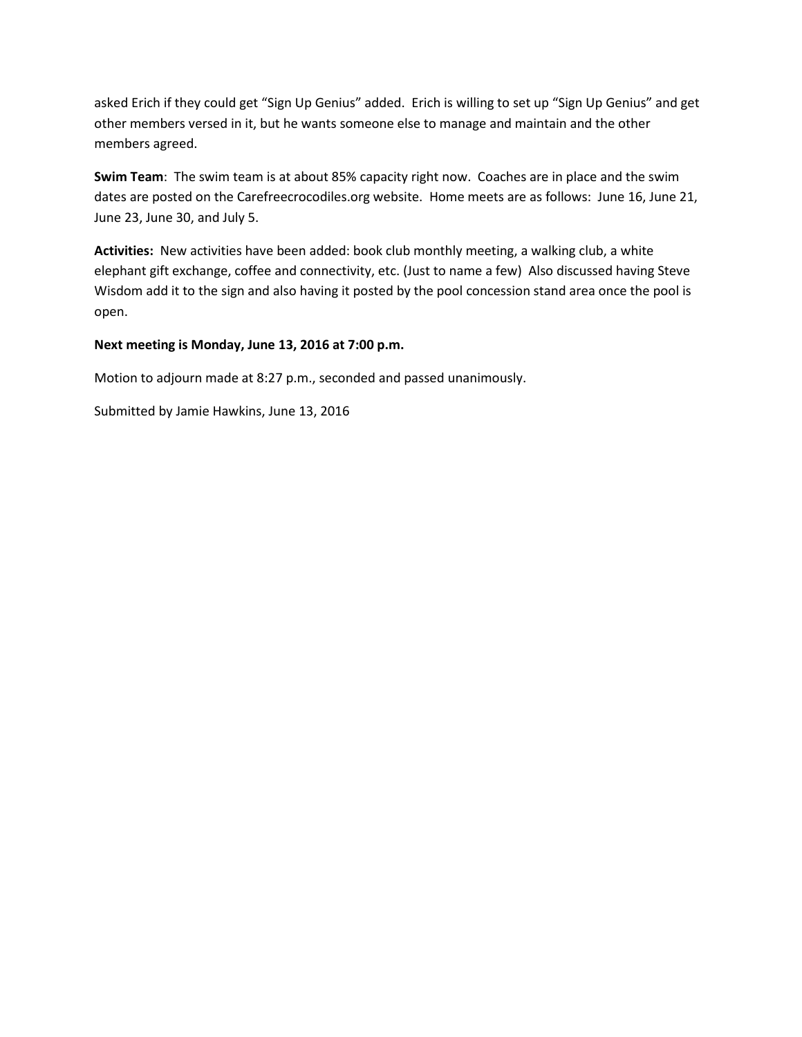asked Erich if they could get "Sign Up Genius" added. Erich is willing to set up "Sign Up Genius" and get other members versed in it, but he wants someone else to manage and maintain and the other members agreed.

**Swim Team**: The swim team is at about 85% capacity right now. Coaches are in place and the swim dates are posted on the Carefreecrocodiles.org website. Home meets are as follows: June 16, June 21, June 23, June 30, and July 5.

**Activities:** New activities have been added: book club monthly meeting, a walking club, a white elephant gift exchange, coffee and connectivity, etc. (Just to name a few) Also discussed having Steve Wisdom add it to the sign and also having it posted by the pool concession stand area once the pool is open.

**Next meeting is Monday, June 13, 2016 at 7:00 p.m.**

Motion to adjourn made at 8:27 p.m., seconded and passed unanimously.

Submitted by Jamie Hawkins, June 13, 2016